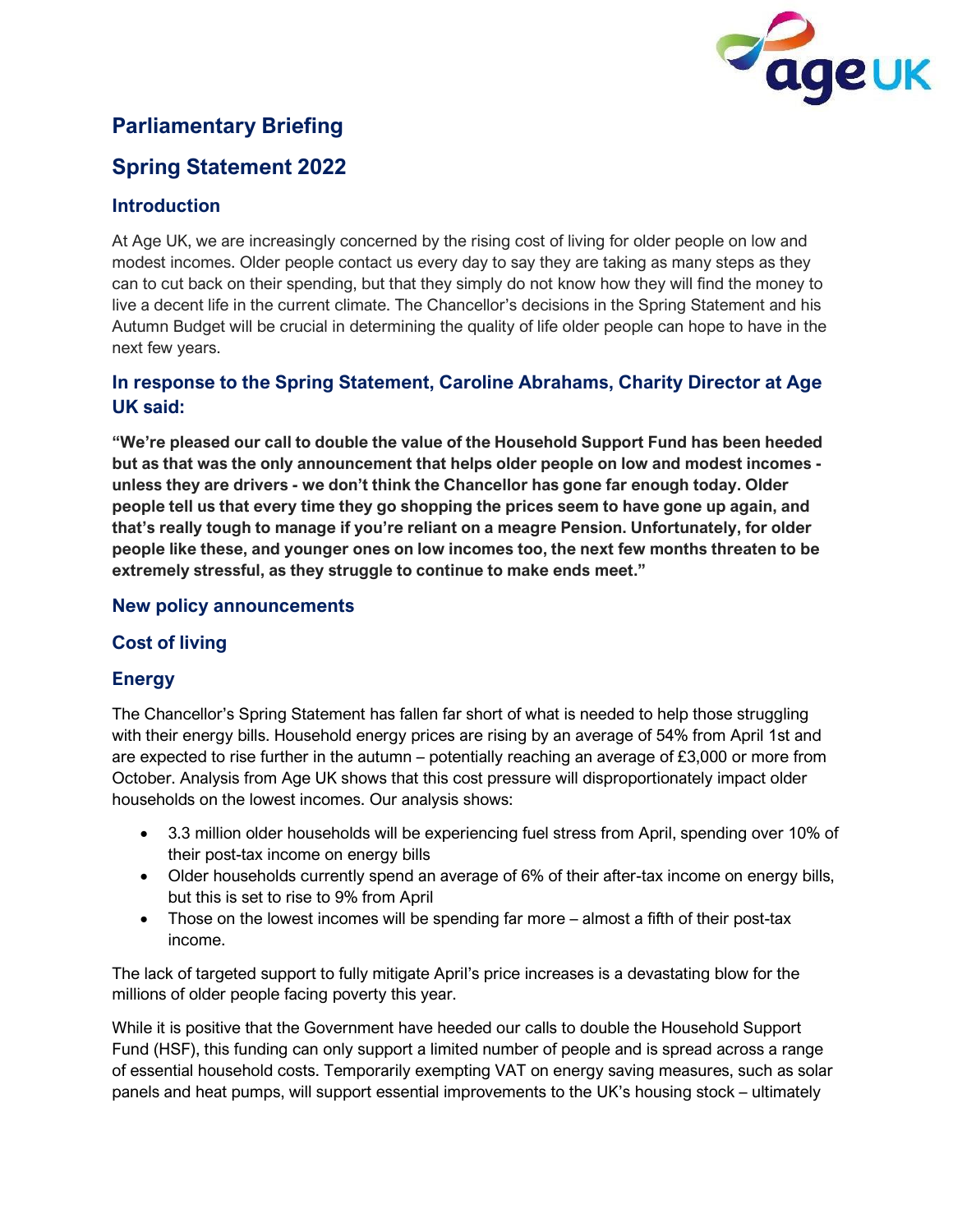# Parliamentary Briefing

# Spring Statement 2022

## Introduction

At Age UK, we are increasingly concerned by the rising cost of living for older people on low and modest incomes. Older people contact us every day to say they are taking as many steps as they can to cut back on their spending, but that they simply do not know how they will find the money to live a decent life in the current climate. The Chancellor's decisions in the Spring Statement and his Autumn Budget will be crucial in determining the quality of life older people can hope to have in the next few years.

## In response to the Spring Statement, Caroline Abrahams, Charity Director at Age UK said:

**"We're pleased our call to double the value of the Household Support Fund has been heeded but as that was the only announcement that helps older people on low and modest incomes - unless they are drivers - we don't think the Chancellor has gone far enough today. Older people tell us that every time they go shopping the prices seem to have gone up again, and that's really tough to manage if you're reliant on a meagre Pension. Unfortunately, for older people like these, and younger ones on low incomes too, the next few months threaten to be extremely stressful, as they struggle to continue to make ends meet."**

## New policy announcements

## Cost of living

## Energy

The Chancellor's Spring Statement has fallen far short of what is needed to help those struggling with their energy bills. Household energy prices are rising by an average of 54% from April 1st and are expected to rise further in the autumn – potentially reaching an average of £3,000 or more from October. Analysis from Age UK shows that this cost pressure will disproportionately impact older households on the lowest incomes. Our analysis shows:

- 3.3 million older households will be experiencing fuel stress from April, spending over 10% of their post-tax income on energy bills
- Older households currently spend an average of 6% of their after-tax income on energy bills, but this is set to rise to 9% from April
- Those on the lowest incomes will be spending far more – almost a fifth of their post-tax income.

The lack of targeted support to fully mitigate April's price increases is a devastating blow for the millions of older people facing poverty this year.

While it is positive that the Government have heeded our calls to double the Household Support Fund (HSF), this funding can only support a limited number of people and is spread across a range of essential household costs. Temporarily exempting VAT on energy saving measures, such as solar panels and heat pumps, will support essential improvements to the UK's housing stock – ultimately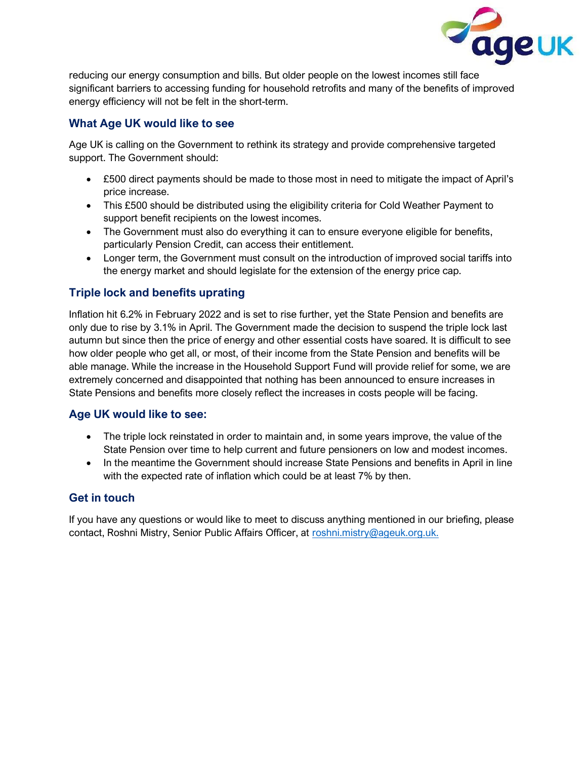reducing our energy consumption and bills. But older people on the lowest incomes still face significant barriers to accessing funding for household retrofits and many of the benefits of improved energy efficiency will not be felt in the short-term.

## What Age UK would like to see

Age UK is calling on the Government to rethink its strategy and provide comprehensive targeted support. The Government should:

- £500 direct payments should be made to those most in need to mitigate the impact of April's price increase.
- This £500 should be distributed using the eligibility criteria for Cold Weather Payment to support benefit recipients on the lowest incomes.
- The Government must also do everything it can to ensure everyone eligible for benefits, particularly Pension Credit, can access their entitlement.
- Longer term, the Government must consult on the introduction of improved social tariffs into the energy market and should legislate for the extension of the energy price cap.

## Triple lock and benefits uprating

Inflation hit 6.2% in February 2022 and is set to rise further, yet the State Pension and benefits are only due to rise by 3.1% in April. The Government made the decision to suspend the triple lock last autumn but since then the price of energy and other essential costs have soared. It is difficult to see how older people who get all, or most, of their income from the State Pension and benefits will be able manage. While the increase in the Household Support Fund will provide relief for some, we are extremely concerned and disappointed that nothing has been announced to ensure increases in State Pensions and benefits more closely reflect the increases in costs people will be facing.

## Age UK would like to see:

- The triple lock reinstated in order to maintain and, in some years improve, the value of the State Pension over time to help current and future pensioners on low and modest incomes.
- In the meantime the Government should increase State Pensions and benefits in April in line with the expected rate of inflation which could be at least 7% by then.

## Get in touch

If you have any questions or would like to meet to discuss anything mentioned in our briefing, please contact, Roshni Mistry, Senior Public Affairs Officer, at roshni.mistry@ageuk.org.uk.